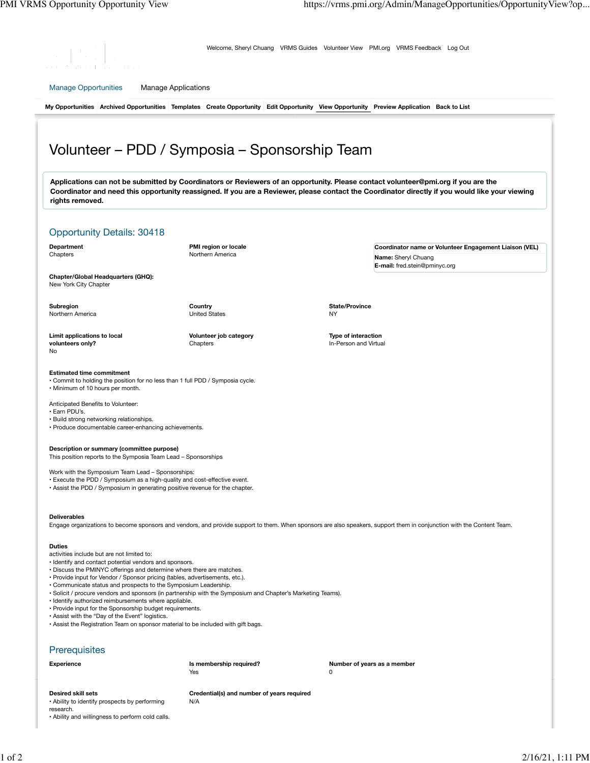Welcome, Sheryl Chuang | VRMS Guides | Volunteer View | PMI.org | VRMS Feedback | Log Out

Manage Opportunities | Manage Applications

My Opportunities | Archived Opportunities | Templates | Create Opportunity | Edit Opportunity | View Opportunity | Preview Application | Back to List

# Volunteer – PDD / Symposia – Sponsorship Team

**Applications can not be submitted by Coordinators or Reviewers of an opportunity. Please contact volunteer@pmi.org if you are the Coordinator and need this opportunity reassigned. If you are a Reviewer, please contact the Coordinator directly if you would like your viewing rights removed.**

## Opportunity Details: 30418

**Department**
Chapters

**PMI region or locale**
Northern America

**Coordinator name or Volunteer Engagement Liaison (VEL)**
**Name:** Sheryl Chuang
**E-mail:** fred.stein@pminyc.org

**Chapter/Global Headquarters (GHQ):**
New York City Chapter

**Subregion**
Northern America

**Country**
United States

**State/Province**
NY

**Limit applications to local volunteers only?**
No

**Volunteer job category**
Chapters

**Type of interaction**
In-Person and Virtual

**Estimated time commitment**
- Commit to holding the position for no less than 1 full PDD / Symposia cycle.
- Minimum of 10 hours per month.

Anticipated Benefits to Volunteer:
- Earn PDU's.
- Build strong networking relationships.
- Produce documentable career-enhancing achievements.

**Description or summary (committee purpose)**
This position reports to the Symposia Team Lead – Sponsorships

Work with the Symposium Team Lead – Sponsorships:
- Execute the PDD / Symposium as a high-quality and cost-effective event.
- Assist the PDD / Symposium in generating positive revenue for the chapter.

**Deliverables**
Engage organizations to become sponsors and vendors, and provide support to them. When sponsors are also speakers, support them in conjunction with the Content Team.

**Duties**
activities include but are not limited to:
- Identify and contact potential vendors and sponsors.
- Discuss the PMINYC offerings and determine where there are matches.
- Provide input for Vendor / Sponsor pricing (tables, advertisements, etc.).
- Communicate status and prospects to the Symposium Leadership.
- Solicit / procure vendors and sponsors (in partnership with the Symposium and Chapter's Marketing Teams).
- Identify authorized reimbursements where appliable.
- Provide input for the Sponsorship budget requirements.
- Assist with the "Day of the Event" logistics.
- Assist the Registration Team on sponsor material to be included with gift bags.

## Prerequisites

**Experience**

**Is membership required?**
Yes

**Number of years as a member**
0

**Desired skill sets**
- Ability to identify prospects by performing research.
- Ability and willingness to perform cold calls.

**Credential(s) and number of years required**
N/A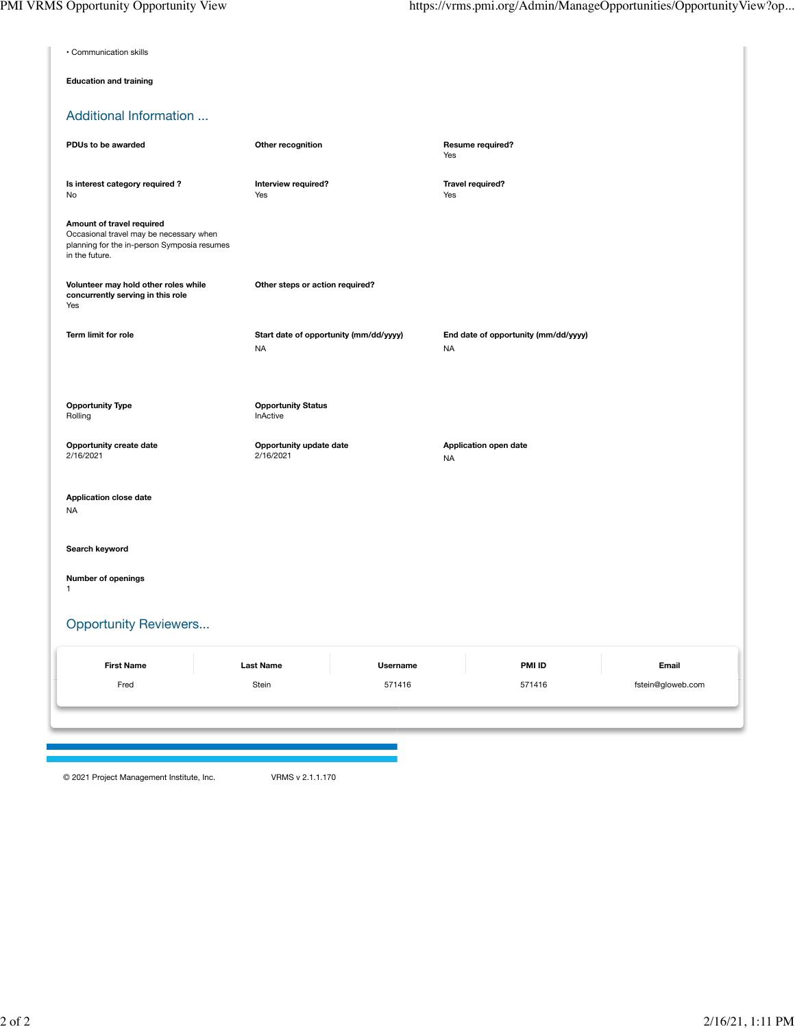• Communication skills

**Education and training**

## Additional Information ...

**PDUs to be awarded**

**Other recognition**

**Resume required?**
Yes

**Is interest category required ?**
No

**Interview required?**
Yes

**Travel required?**
Yes

**Amount of travel required**
Occasional travel may be necessary when planning for the in-person Symposia resumes in the future.

**Volunteer may hold other roles while concurrently serving in this role**
Yes

**Other steps or action required?**

**Term limit for role**

**Start date of opportunity (mm/dd/yyyy)**
NA

**End date of opportunity (mm/dd/yyyy)**
NA

**Opportunity Type**
Rolling

**Opportunity Status**
InActive

**Opportunity create date**
2/16/2021

**Opportunity update date**
2/16/2021

**Application open date**
NA

**Application close date**
NA

**Search keyword**

**Number of openings**
1

## Opportunity Reviewers...

| First Name | Last Name | Username | PMI ID | Email |
|---|---|---|---|---|
| Fred | Stein | 571416 | 571416 | fstein@gloweb.com |

© 2021 Project Management Institute, Inc. VRMS v 2.1.1.170